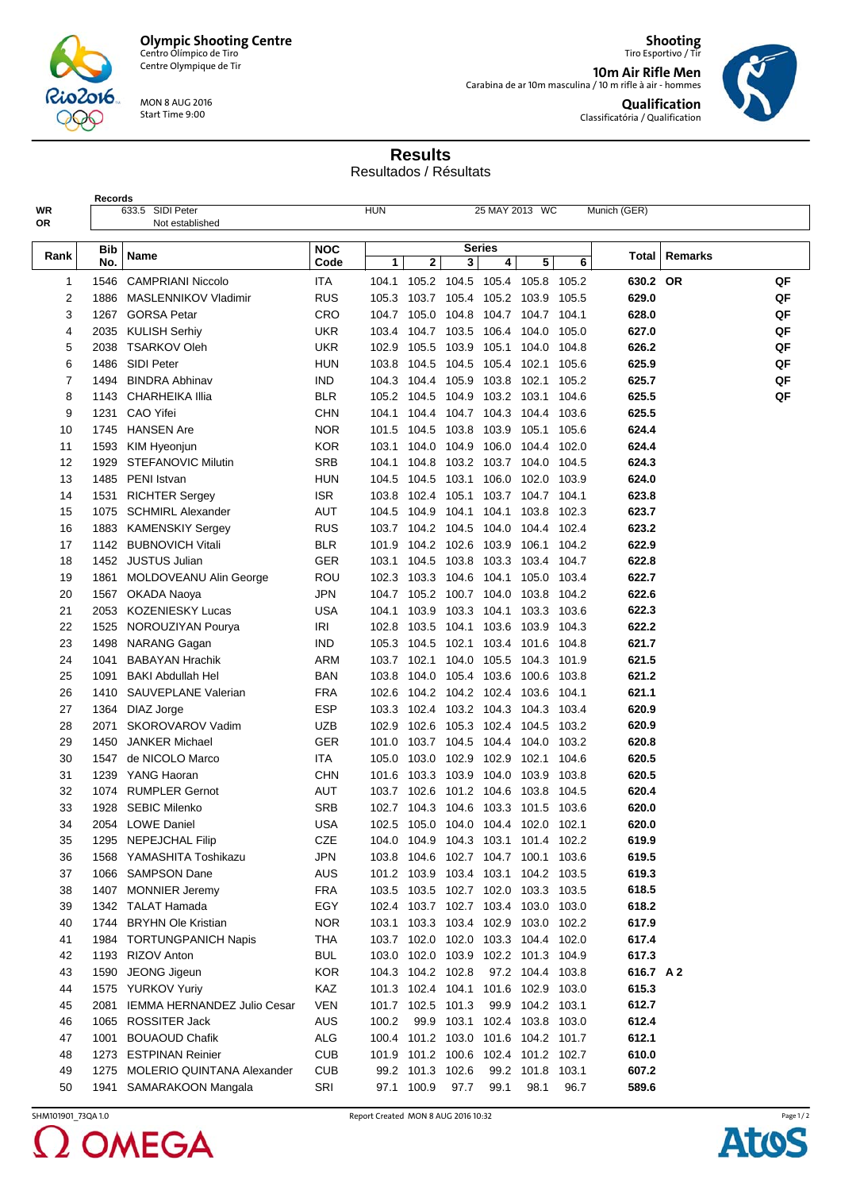**Olympic Shooting Centre**
Centro Olímpico de Tiro
Centre Olympique de Tir

MON 8 AUG 2016
Start Time 9:00

**Shooting**
Tiro Esportivo / Tir

**10m Air Rifle Men**
Carabina de ar 10m masculina / 10 m rifle à air - hommes

**Qualification**
Classificatória / Qualification

# Results

Resultados / Résultats

**Records**

| | | | | | |
|---|---|---|---|---|---|
| WR | 633.5 SIDI Peter | HUN | 25 MAY 2013 | WC | Munich (GER) |
| OR | Not established | | | | |

| Rank | Bib No. | Name | NOC Code | Series 1 | 2 | 3 | 4 | 5 | 6 | Total | Remarks | |
|---|---|---|---|---|---|---|---|---|---|---|---|---|
| 1 | 1546 | CAMPRIANI Niccolo | ITA | 104.1 | 105.2 | 104.5 | 105.4 | 105.8 | 105.2 | 630.2 | OR | QF |
| 2 | 1886 | MASLENNIKOV Vladimir | RUS | 105.3 | 103.7 | 105.4 | 105.2 | 103.9 | 105.5 | 629.0 | | QF |
| 3 | 1267 | GORSA Petar | CRO | 104.7 | 105.0 | 104.8 | 104.7 | 104.7 | 104.1 | 628.0 | | QF |
| 4 | 2035 | KULISH Serhiy | UKR | 103.4 | 104.7 | 103.5 | 106.4 | 104.0 | 105.0 | 627.0 | | QF |
| 5 | 2038 | TSARKOV Oleh | UKR | 102.9 | 105.5 | 103.9 | 105.1 | 104.0 | 104.8 | 626.2 | | QF |
| 6 | 1486 | SIDI Peter | HUN | 103.8 | 104.5 | 104.5 | 105.4 | 102.1 | 105.6 | 625.9 | | QF |
| 7 | 1494 | BINDRA Abhinav | IND | 104.3 | 104.4 | 105.9 | 103.8 | 102.1 | 105.2 | 625.7 | | QF |
| 8 | 1143 | CHARHEIKA Illia | BLR | 105.2 | 104.5 | 104.9 | 103.2 | 103.1 | 104.6 | 625.5 | | QF |
| 9 | 1231 | CAO Yifei | CHN | 104.1 | 104.4 | 104.7 | 104.3 | 104.4 | 103.6 | 625.5 | | |
| 10 | 1745 | HANSEN Are | NOR | 101.5 | 104.5 | 103.8 | 103.9 | 105.1 | 105.6 | 624.4 | | |
| 11 | 1593 | KIM Hyeonjun | KOR | 103.1 | 104.0 | 104.9 | 106.0 | 104.4 | 102.0 | 624.4 | | |
| 12 | 1929 | STEFANOVIC Milutin | SRB | 104.1 | 104.8 | 103.2 | 103.7 | 104.0 | 104.5 | 624.3 | | |
| 13 | 1485 | PENI Istvan | HUN | 104.5 | 104.5 | 103.1 | 106.0 | 102.0 | 103.9 | 624.0 | | |
| 14 | 1531 | RICHTER Sergey | ISR | 103.8 | 102.4 | 105.1 | 103.7 | 104.7 | 104.1 | 623.8 | | |
| 15 | 1075 | SCHMIRL Alexander | AUT | 104.5 | 104.9 | 104.1 | 104.1 | 103.8 | 102.3 | 623.7 | | |
| 16 | 1883 | KAMENSKIY Sergey | RUS | 103.7 | 104.2 | 104.5 | 104.0 | 104.4 | 102.4 | 623.2 | | |
| 17 | 1142 | BUBNOVICH Vitali | BLR | 101.9 | 104.2 | 102.6 | 103.9 | 106.1 | 104.2 | 622.9 | | |
| 18 | 1452 | JUSTUS Julian | GER | 103.1 | 104.5 | 103.8 | 103.3 | 103.4 | 104.7 | 622.8 | | |
| 19 | 1861 | MOLDOVEANU Alin George | ROU | 102.3 | 103.3 | 104.6 | 104.1 | 105.0 | 103.4 | 622.7 | | |
| 20 | 1567 | OKADA Naoya | JPN | 104.7 | 105.2 | 100.7 | 104.0 | 103.8 | 104.2 | 622.6 | | |
| 21 | 2053 | KOZENIESKY Lucas | USA | 104.1 | 103.9 | 103.3 | 104.1 | 103.3 | 103.6 | 622.3 | | |
| 22 | 1525 | NOROUZIYAN Pourya | IRI | 102.8 | 103.5 | 104.1 | 103.6 | 103.9 | 104.3 | 622.2 | | |
| 23 | 1498 | NARANG Gagan | IND | 105.3 | 104.5 | 102.1 | 103.4 | 101.6 | 104.8 | 621.7 | | |
| 24 | 1041 | BABAYAN Hrachik | ARM | 103.7 | 102.1 | 104.0 | 105.5 | 104.3 | 101.9 | 621.5 | | |
| 25 | 1091 | BAKI Abdullah Hel | BAN | 103.8 | 104.0 | 105.4 | 103.6 | 100.6 | 103.8 | 621.2 | | |
| 26 | 1410 | SAUVEPLANE Valerian | FRA | 102.6 | 104.2 | 104.2 | 102.4 | 103.6 | 104.1 | 621.1 | | |
| 27 | 1364 | DIAZ Jorge | ESP | 103.3 | 102.4 | 103.2 | 104.3 | 104.3 | 103.4 | 620.9 | | |
| 28 | 2071 | SKOROVAROV Vadim | UZB | 102.9 | 102.6 | 105.3 | 102.4 | 104.5 | 103.2 | 620.9 | | |
| 29 | 1450 | JANKER Michael | GER | 101.0 | 103.7 | 104.5 | 104.4 | 104.0 | 103.2 | 620.8 | | |
| 30 | 1547 | de NICOLO Marco | ITA | 105.0 | 103.0 | 102.9 | 102.9 | 102.1 | 104.6 | 620.5 | | |
| 31 | 1239 | YANG Haoran | CHN | 101.6 | 103.3 | 103.9 | 104.0 | 103.9 | 103.8 | 620.5 | | |
| 32 | 1074 | RUMPLER Gernot | AUT | 103.7 | 102.6 | 101.2 | 104.6 | 103.8 | 104.5 | 620.4 | | |
| 33 | 1928 | SEBIC Milenko | SRB | 102.7 | 104.3 | 104.6 | 103.3 | 101.5 | 103.6 | 620.0 | | |
| 34 | 2054 | LOWE Daniel | USA | 102.5 | 105.0 | 104.0 | 104.4 | 102.0 | 102.1 | 620.0 | | |
| 35 | 1295 | NEPEJCHAL Filip | CZE | 104.0 | 104.9 | 104.3 | 103.1 | 101.4 | 102.2 | 619.9 | | |
| 36 | 1568 | YAMASHITA Toshikazu | JPN | 103.8 | 104.6 | 102.7 | 104.7 | 100.1 | 103.6 | 619.5 | | |
| 37 | 1066 | SAMPSON Dane | AUS | 101.2 | 103.9 | 103.4 | 103.1 | 104.2 | 103.5 | 619.3 | | |
| 38 | 1407 | MONNIER Jeremy | FRA | 103.5 | 103.5 | 102.7 | 102.0 | 103.3 | 103.5 | 618.5 | | |
| 39 | 1342 | TALAT Hamada | EGY | 102.4 | 103.7 | 102.7 | 103.4 | 103.0 | 103.0 | 618.2 | | |
| 40 | 1744 | BRYHN Ole Kristian | NOR | 103.1 | 103.3 | 103.4 | 102.9 | 103.0 | 102.2 | 617.9 | | |
| 41 | 1984 | TORTUNGPANICH Napis | THA | 103.7 | 102.0 | 102.0 | 103.3 | 104.4 | 102.0 | 617.4 | | |
| 42 | 1193 | RIZOV Anton | BUL | 103.0 | 102.0 | 103.9 | 102.2 | 101.3 | 104.9 | 617.3 | | |
| 43 | 1590 | JEONG Jigeun | KOR | 104.3 | 104.2 | 102.8 | 97.2 | 104.4 | 103.8 | 616.7 | A 2 | |
| 44 | 1575 | YURKOV Yuriy | KAZ | 101.3 | 102.4 | 104.1 | 101.6 | 102.9 | 103.0 | 615.3 | | |
| 45 | 2081 | IEMMA HERNANDEZ Julio Cesar | VEN | 101.7 | 102.5 | 101.3 | 99.9 | 104.2 | 103.1 | 612.7 | | |
| 46 | 1065 | ROSSITER Jack | AUS | 100.2 | 99.9 | 103.1 | 102.4 | 103.8 | 103.0 | 612.4 | | |
| 47 | 1001 | BOUAOUD Chafik | ALG | 100.4 | 101.2 | 103.0 | 101.6 | 104.2 | 101.7 | 612.1 | | |
| 48 | 1273 | ESTPINAN Reinier | CUB | 101.9 | 101.2 | 100.6 | 102.4 | 101.2 | 102.7 | 610.0 | | |
| 49 | 1275 | MOLERIO QUINTANA Alexander | CUB | 99.2 | 101.3 | 102.6 | 99.2 | 101.8 | 103.1 | 607.2 | | |
| 50 | 1941 | SAMARAKOON Mangala | SRI | 97.1 | 100.9 | 97.7 | 99.1 | 98.1 | 96.7 | 589.6 | | |

SHM101901_73QA 1.0 Report Created MON 8 AUG 2016 10:32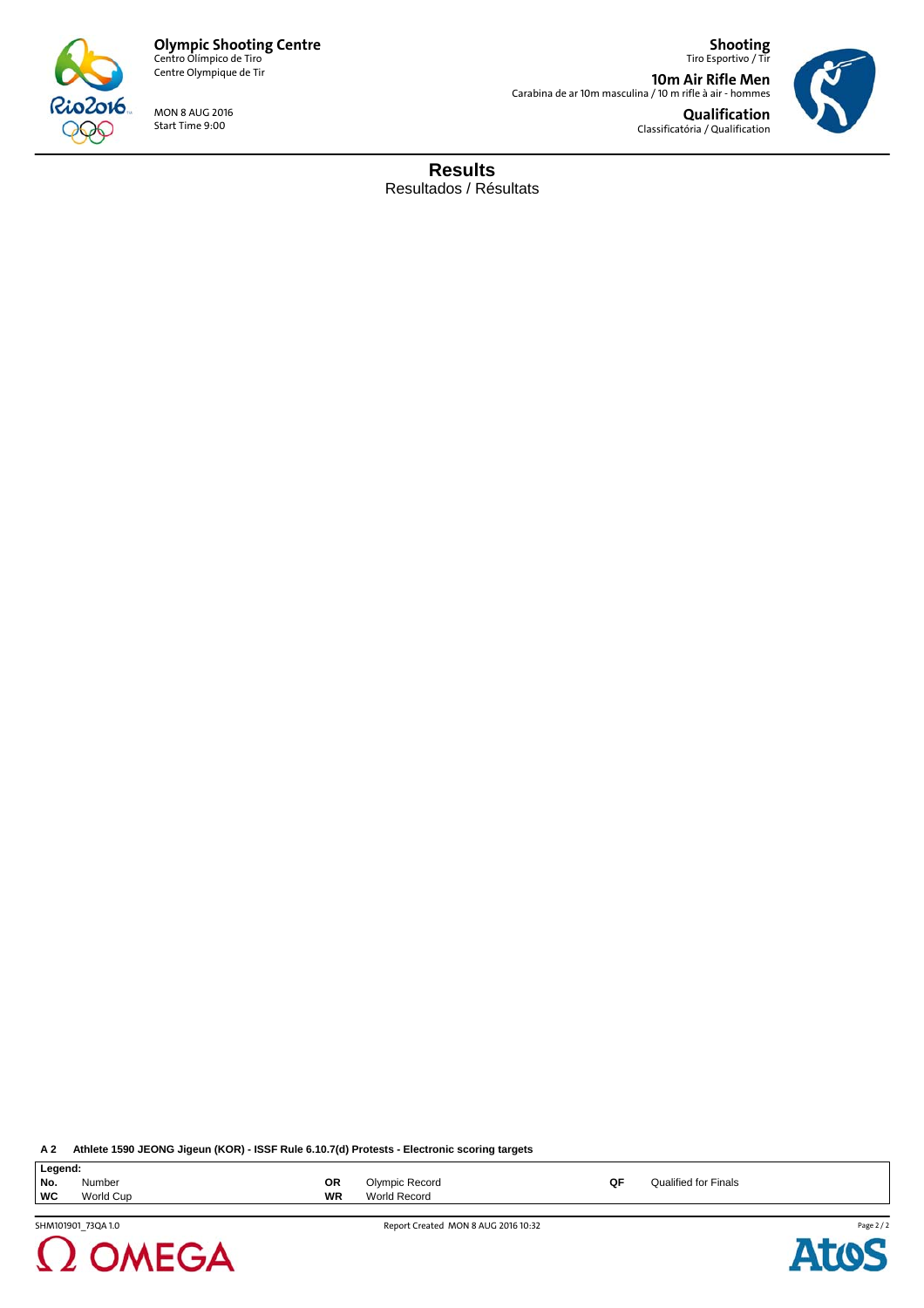# Results

Resultados / Résultats

**A 2 Athlete 1590 JEONG Jigeun (KOR) - ISSF Rule 6.10.7(d) Protests - Electronic scoring targets**

**Legend:**

| | | | | | |
|---|---|---|---|---|---|
| **No.** | Number | **OR** | Olympic Record | **QF** | Qualified for Finals |
| **WC** | World Cup | **WR** | World Record | | |